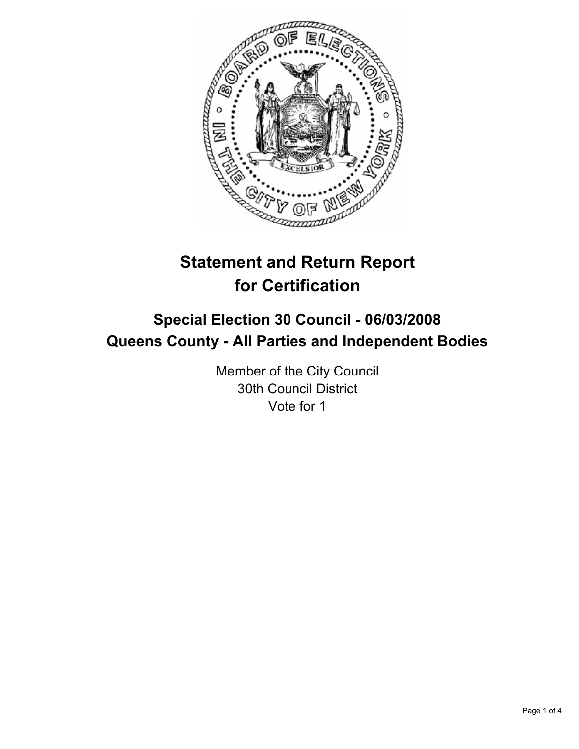# Statement and Return Report for Certification

## Special Election 30 Council - 06/03/2008
## Queens County - All Parties and Independent Bodies

Member of the City Council
30th Council District
Vote for 1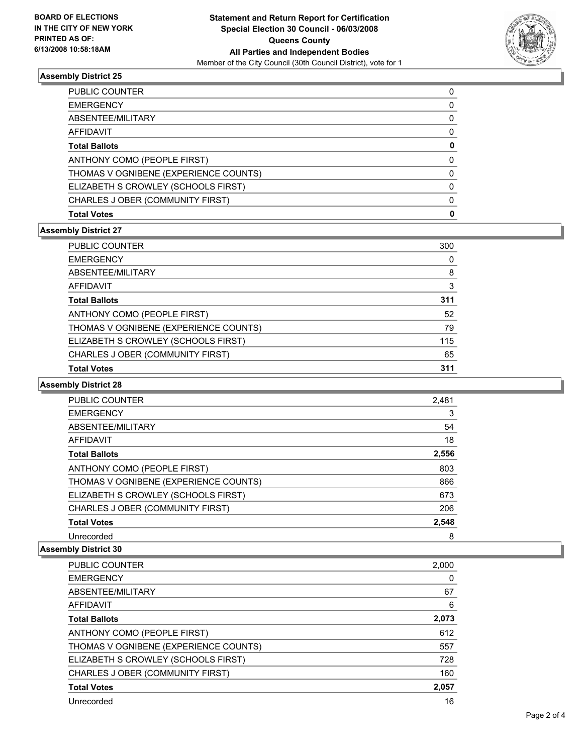**BOARD OF ELECTIONS IN THE CITY OF NEW YORK PRINTED AS OF: 6/13/2008 10:58:18AM**

# Statement and Return Report for Certification
## Special Election 30 Council - 06/03/2008
## Queens County
## All Parties and Independent Bodies

Member of the City Council (30th Council District), vote for 1

### Assembly District 25

| | |
|---|---|
| PUBLIC COUNTER | 0 |
| EMERGENCY | 0 |
| ABSENTEE/MILITARY | 0 |
| AFFIDAVIT | 0 |
| **Total Ballots** | **0** |
| ANTHONY COMO (PEOPLE FIRST) | 0 |
| THOMAS V OGNIBENE (EXPERIENCE COUNTS) | 0 |
| ELIZABETH S CROWLEY (SCHOOLS FIRST) | 0 |
| CHARLES J OBER (COMMUNITY FIRST) | 0 |
| **Total Votes** | **0** |

### Assembly District 27

| | |
|---|---|
| PUBLIC COUNTER | 300 |
| EMERGENCY | 0 |
| ABSENTEE/MILITARY | 8 |
| AFFIDAVIT | 3 |
| **Total Ballots** | **311** |
| ANTHONY COMO (PEOPLE FIRST) | 52 |
| THOMAS V OGNIBENE (EXPERIENCE COUNTS) | 79 |
| ELIZABETH S CROWLEY (SCHOOLS FIRST) | 115 |
| CHARLES J OBER (COMMUNITY FIRST) | 65 |
| **Total Votes** | **311** |

### Assembly District 28

| | |
|---|---|
| PUBLIC COUNTER | 2,481 |
| EMERGENCY | 3 |
| ABSENTEE/MILITARY | 54 |
| AFFIDAVIT | 18 |
| **Total Ballots** | **2,556** |
| ANTHONY COMO (PEOPLE FIRST) | 803 |
| THOMAS V OGNIBENE (EXPERIENCE COUNTS) | 866 |
| ELIZABETH S CROWLEY (SCHOOLS FIRST) | 673 |
| CHARLES J OBER (COMMUNITY FIRST) | 206 |
| **Total Votes** | **2,548** |
| Unrecorded | 8 |

### Assembly District 30

| | |
|---|---|
| PUBLIC COUNTER | 2,000 |
| EMERGENCY | 0 |
| ABSENTEE/MILITARY | 67 |
| AFFIDAVIT | 6 |
| **Total Ballots** | **2,073** |
| ANTHONY COMO (PEOPLE FIRST) | 612 |
| THOMAS V OGNIBENE (EXPERIENCE COUNTS) | 557 |
| ELIZABETH S CROWLEY (SCHOOLS FIRST) | 728 |
| CHARLES J OBER (COMMUNITY FIRST) | 160 |
| **Total Votes** | **2,057** |
| Unrecorded | 16 |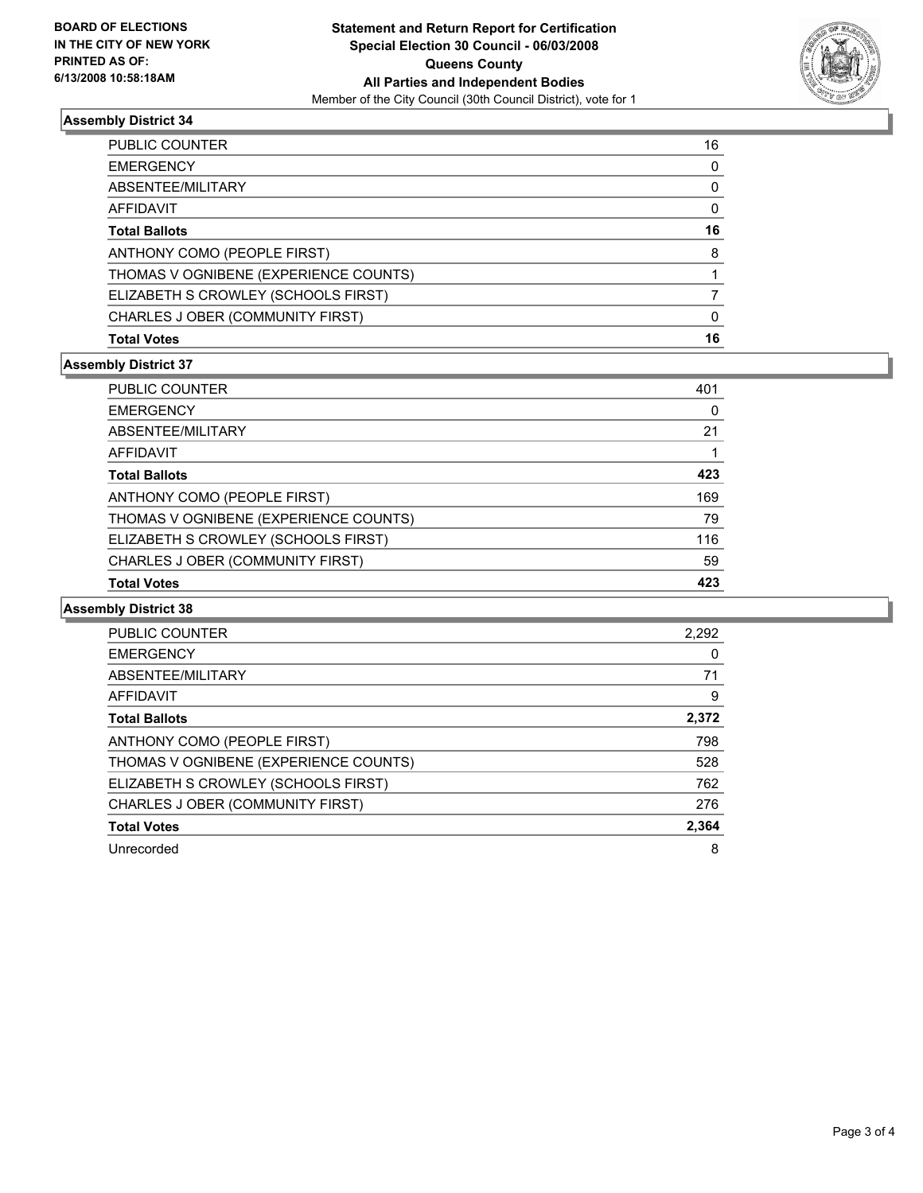**BOARD OF ELECTIONS IN THE CITY OF NEW YORK PRINTED AS OF: 6/13/2008 10:58:18AM**

**Statement and Return Report for Certification**
**Special Election 30 Council - 06/03/2008**
**Queens County**
**All Parties and Independent Bodies**
Member of the City Council (30th Council District), vote for 1

### Assembly District 34

| | |
|---|---|
| PUBLIC COUNTER | 16 |
| EMERGENCY | 0 |
| ABSENTEE/MILITARY | 0 |
| AFFIDAVIT | 0 |
| **Total Ballots** | **16** |
| ANTHONY COMO (PEOPLE FIRST) | 8 |
| THOMAS V OGNIBENE (EXPERIENCE COUNTS) | 1 |
| ELIZABETH S CROWLEY (SCHOOLS FIRST) | 7 |
| CHARLES J OBER (COMMUNITY FIRST) | 0 |
| **Total Votes** | **16** |

### Assembly District 37

| | |
|---|---|
| PUBLIC COUNTER | 401 |
| EMERGENCY | 0 |
| ABSENTEE/MILITARY | 21 |
| AFFIDAVIT | 1 |
| **Total Ballots** | **423** |
| ANTHONY COMO (PEOPLE FIRST) | 169 |
| THOMAS V OGNIBENE (EXPERIENCE COUNTS) | 79 |
| ELIZABETH S CROWLEY (SCHOOLS FIRST) | 116 |
| CHARLES J OBER (COMMUNITY FIRST) | 59 |
| **Total Votes** | **423** |

### Assembly District 38

| | |
|---|---|
| PUBLIC COUNTER | 2,292 |
| EMERGENCY | 0 |
| ABSENTEE/MILITARY | 71 |
| AFFIDAVIT | 9 |
| **Total Ballots** | **2,372** |
| ANTHONY COMO (PEOPLE FIRST) | 798 |
| THOMAS V OGNIBENE (EXPERIENCE COUNTS) | 528 |
| ELIZABETH S CROWLEY (SCHOOLS FIRST) | 762 |
| CHARLES J OBER (COMMUNITY FIRST) | 276 |
| **Total Votes** | **2,364** |
| Unrecorded | 8 |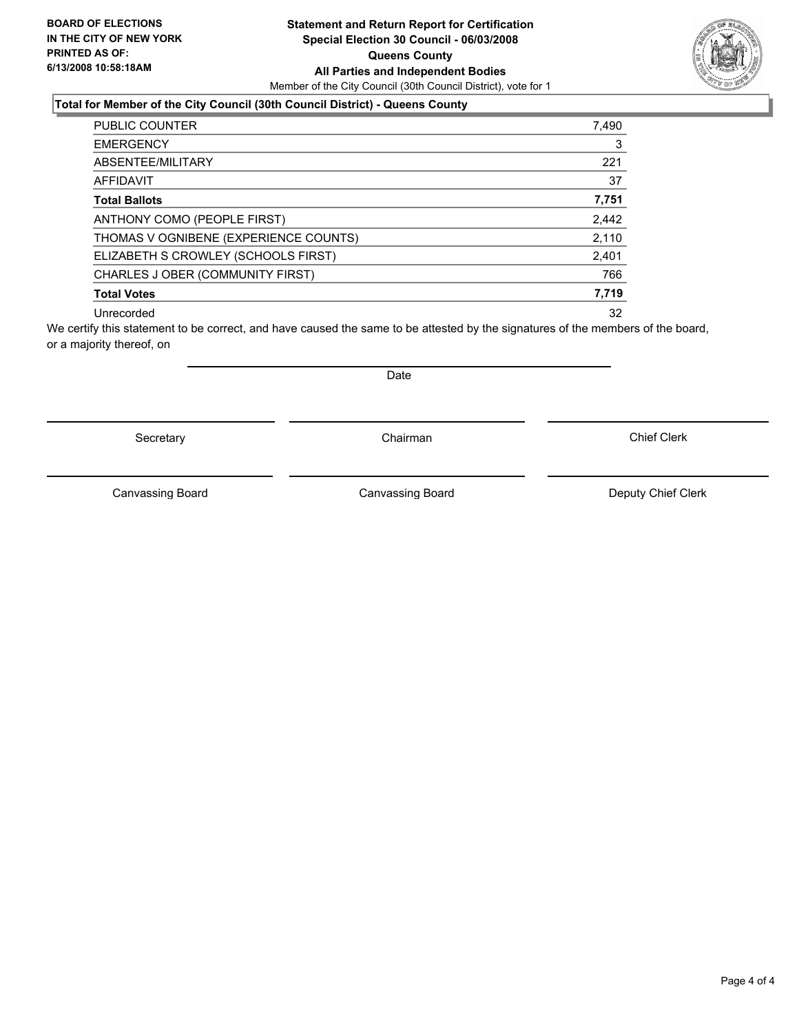**BOARD OF ELECTIONS IN THE CITY OF NEW YORK PRINTED AS OF: 6/13/2008 10:58:18AM**

**Statement and Return Report for Certification**
**Special Election 30 Council - 06/03/2008**
**Queens County**
**All Parties and Independent Bodies**
Member of the City Council (30th Council District), vote for 1

**Total for Member of the City Council (30th Council District) - Queens County**

| | |
|---|---|
| PUBLIC COUNTER | 7,490 |
| EMERGENCY | 3 |
| ABSENTEE/MILITARY | 221 |
| AFFIDAVIT | 37 |
| **Total Ballots** | **7,751** |
| ANTHONY COMO (PEOPLE FIRST) | 2,442 |
| THOMAS V OGNIBENE (EXPERIENCE COUNTS) | 2,110 |
| ELIZABETH S CROWLEY (SCHOOLS FIRST) | 2,401 |
| CHARLES J OBER (COMMUNITY FIRST) | 766 |
| **Total Votes** | **7,719** |
| Unrecorded | 32 |

We certify this statement to be correct, and have caused the same to be attested by the signatures of the members of the board, or a majority thereof, on

Date

Secretary | Chairman | Chief Clerk

Canvassing Board | Canvassing Board | Deputy Chief Clerk